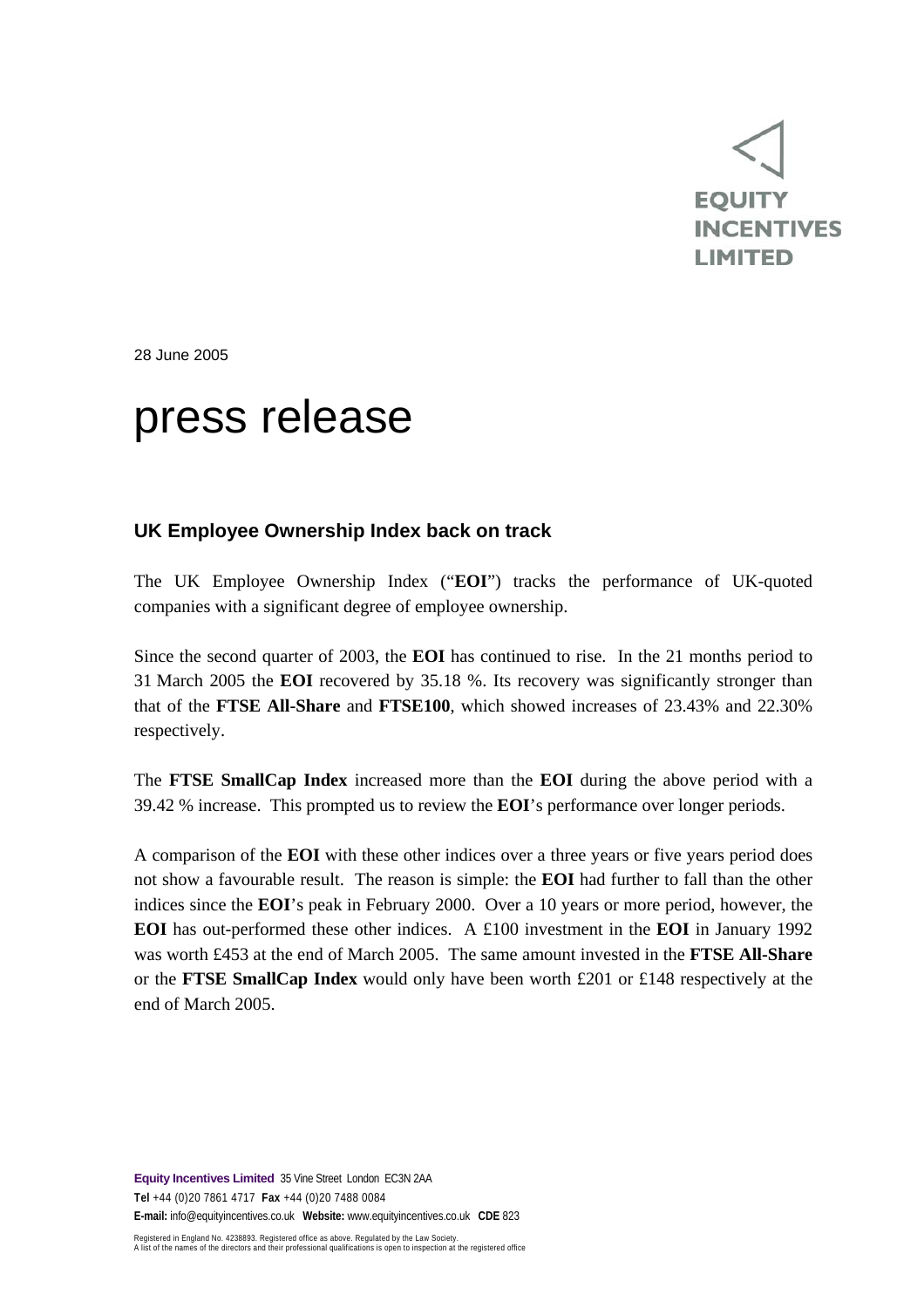EQUITY INCENTIVES LIMITED

28 June 2005

# press release

## UK Employee Ownership Index back on track

The UK Employee Ownership Index ("**EOI**") tracks the performance of UK-quoted companies with a significant degree of employee ownership.

Since the second quarter of 2003, the **EOI** has continued to rise. In the 21 months period to 31 March 2005 the **EOI** recovered by 35.18 %. Its recovery was significantly stronger than that of the **FTSE All-Share** and **FTSE100**, which showed increases of 23.43% and 22.30% respectively.

The **FTSE SmallCap Index** increased more than the **EOI** during the above period with a 39.42 % increase. This prompted us to review the **EOI**'s performance over longer periods.

A comparison of the **EOI** with these other indices over a three years or five years period does not show a favourable result. The reason is simple: the **EOI** had further to fall than the other indices since the **EOI**'s peak in February 2000. Over a 10 years or more period, however, the **EOI** has out-performed these other indices. A £100 investment in the **EOI** in January 1992 was worth £453 at the end of March 2005. The same amount invested in the **FTSE All-Share** or the **FTSE SmallCap Index** would only have been worth £201 or £148 respectively at the end of March 2005.

**Equity Incentives Limited** 35 Vine Street London EC3N 2AA
**Tel** +44 (0)20 7861 4717 **Fax** +44 (0)20 7488 0084
**E-mail:** info@equityincentives.co.uk **Website:** www.equityincentives.co.uk **CDE** 823

Registered in England No. 4238893. Registered office as above. Regulated by the Law Society.
A list of the names of the directors and their professional qualifications is open to inspection at the registered office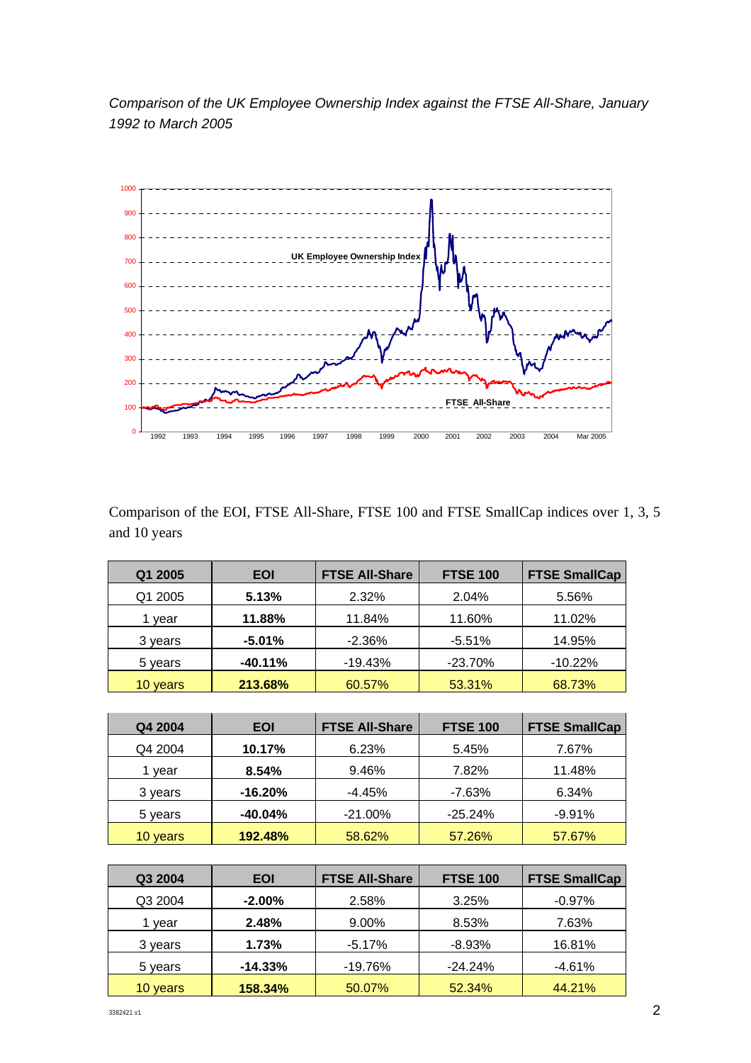*Comparison of the UK Employee Ownership Index against the FTSE All-Share, January 1992 to March 2005*

1000
900
800
700
600
500
400
300
200
100
0

1992
1993
1994
1995
1996
1997
1998
1999
2000
2001
2002
2003
2004
Mar 2005

UK Employee Ownership Index

FTSE All-Share

Comparison of the EOI, FTSE All-Share, FTSE 100 and FTSE SmallCap indices over 1, 3, 5 and 10 years

| Q1 2005 | EOI | FTSE All-Share | FTSE 100 | FTSE SmallCap |
|---|---|---|---|---|
| Q1 2005 | **5.13%** | 2.32% | 2.04% | 5.56% |
| 1 year | **11.88%** | 11.84% | 11.60% | 11.02% |
| 3 years | **-5.01%** | -2.36% | -5.51% | 14.95% |
| 5 years | **-40.11%** | -19.43% | -23.70% | -10.22% |
| 10 years | **213.68%** | 60.57% | 53.31% | 68.73% |

| Q4 2004 | EOI | FTSE All-Share | FTSE 100 | FTSE SmallCap |
|---|---|---|---|---|
| Q4 2004 | **10.17%** | 6.23% | 5.45% | 7.67% |
| 1 year | **8.54%** | 9.46% | 7.82% | 11.48% |
| 3 years | **-16.20%** | -4.45% | -7.63% | 6.34% |
| 5 years | **-40.04%** | -21.00% | -25.24% | -9.91% |
| 10 years | **192.48%** | 58.62% | 57.26% | 57.67% |

| Q3 2004 | EOI | FTSE All-Share | FTSE 100 | FTSE SmallCap |
|---|---|---|---|---|
| Q3 2004 | **-2.00%** | 2.58% | 3.25% | -0.97% |
| 1 year | **2.48%** | 9.00% | 8.53% | 7.63% |
| 3 years | **1.73%** | -5.17% | -8.93% | 16.81% |
| 5 years | **-14.33%** | -19.76% | -24.24% | -4.61% |
| 10 years | **158.34%** | 50.07% | 52.34% | 44.21% |

3382421 v1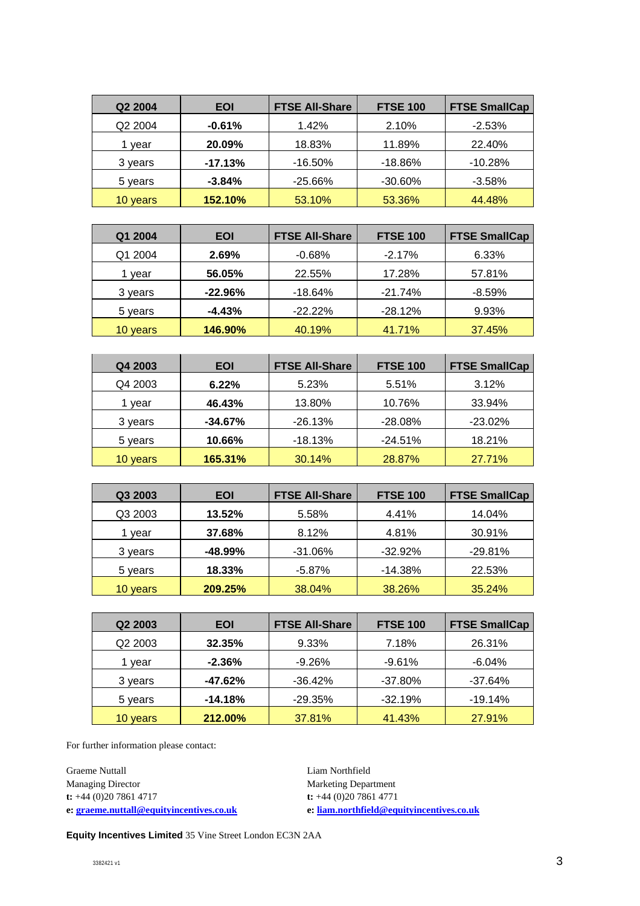| Q2 2004 | EOI | FTSE All-Share | FTSE 100 | FTSE SmallCap |
|---|---|---|---|---|
| Q2 2004 | **-0.61%** | 1.42% | 2.10% | -2.53% |
| 1 year | **20.09%** | 18.83% | 11.89% | 22.40% |
| 3 years | **-17.13%** | -16.50% | -18.86% | -10.28% |
| 5 years | **-3.84%** | -25.66% | -30.60% | -3.58% |
| 10 years | **152.10%** | 53.10% | 53.36% | 44.48% |

| Q1 2004 | EOI | FTSE All-Share | FTSE 100 | FTSE SmallCap |
|---|---|---|---|---|
| Q1 2004 | **2.69%** | -0.68% | -2.17% | 6.33% |
| 1 year | **56.05%** | 22.55% | 17.28% | 57.81% |
| 3 years | **-22.96%** | -18.64% | -21.74% | -8.59% |
| 5 years | **-4.43%** | -22.22% | -28.12% | 9.93% |
| 10 years | **146.90%** | 40.19% | 41.71% | 37.45% |

| Q4 2003 | EOI | FTSE All-Share | FTSE 100 | FTSE SmallCap |
|---|---|---|---|---|
| Q4 2003 | **6.22%** | 5.23% | 5.51% | 3.12% |
| 1 year | **46.43%** | 13.80% | 10.76% | 33.94% |
| 3 years | **-34.67%** | -26.13% | -28.08% | -23.02% |
| 5 years | **10.66%** | -18.13% | -24.51% | 18.21% |
| 10 years | **165.31%** | 30.14% | 28.87% | 27.71% |

| Q3 2003 | EOI | FTSE All-Share | FTSE 100 | FTSE SmallCap |
|---|---|---|---|---|
| Q3 2003 | **13.52%** | 5.58% | 4.41% | 14.04% |
| 1 year | **37.68%** | 8.12% | 4.81% | 30.91% |
| 3 years | **-48.99%** | -31.06% | -32.92% | -29.81% |
| 5 years | **18.33%** | -5.87% | -14.38% | 22.53% |
| 10 years | **209.25%** | 38.04% | 38.26% | 35.24% |

| Q2 2003 | EOI | FTSE All-Share | FTSE 100 | FTSE SmallCap |
|---|---|---|---|---|
| Q2 2003 | **32.35%** | 9.33% | 7.18% | 26.31% |
| 1 year | **-2.36%** | -9.26% | -9.61% | -6.04% |
| 3 years | **-47.62%** | -36.42% | -37.80% | -37.64% |
| 5 years | **-14.18%** | -29.35% | -32.19% | -19.14% |
| 10 years | **212.00%** | 37.81% | 41.43% | 27.91% |

For further information please contact:

Graeme Nuttall
Managing Director
**t:** +44 (0)20 7861 4717
**e:** **graeme.nuttall@equityincentives.co.uk**

Liam Northfield
Marketing Department
**t:** +44 (0)20 7861 4771
**e:** **liam.northfield@equityincentives.co.uk**

**Equity Incentives Limited** 35 Vine Street London EC3N 2AA

3382421 v1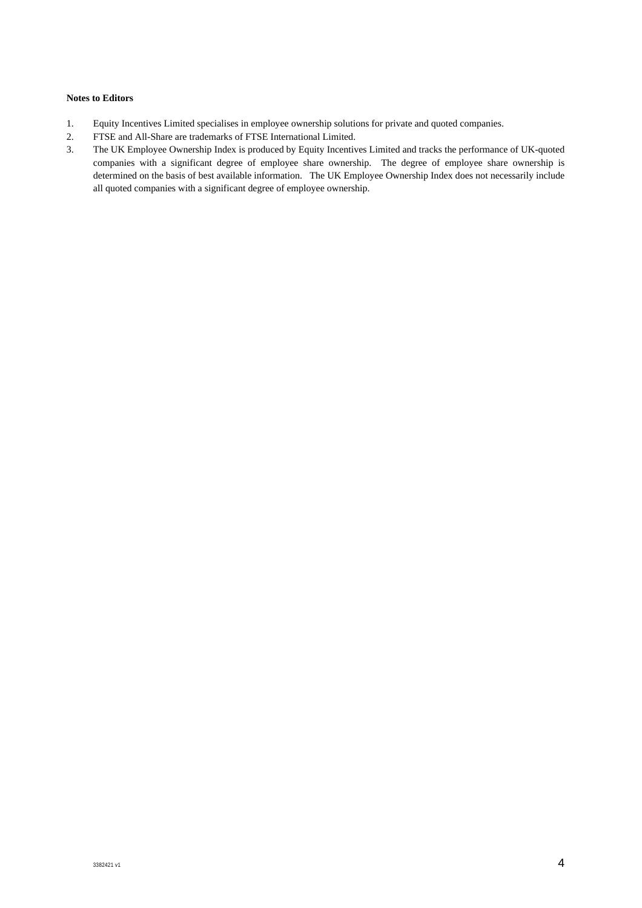**Notes to Editors**

1. Equity Incentives Limited specialises in employee ownership solutions for private and quoted companies.
2. FTSE and All-Share are trademarks of FTSE International Limited.
3. The UK Employee Ownership Index is produced by Equity Incentives Limited and tracks the performance of UK-quoted companies with a significant degree of employee share ownership. The degree of employee share ownership is determined on the basis of best available information. The UK Employee Ownership Index does not necessarily include all quoted companies with a significant degree of employee ownership.